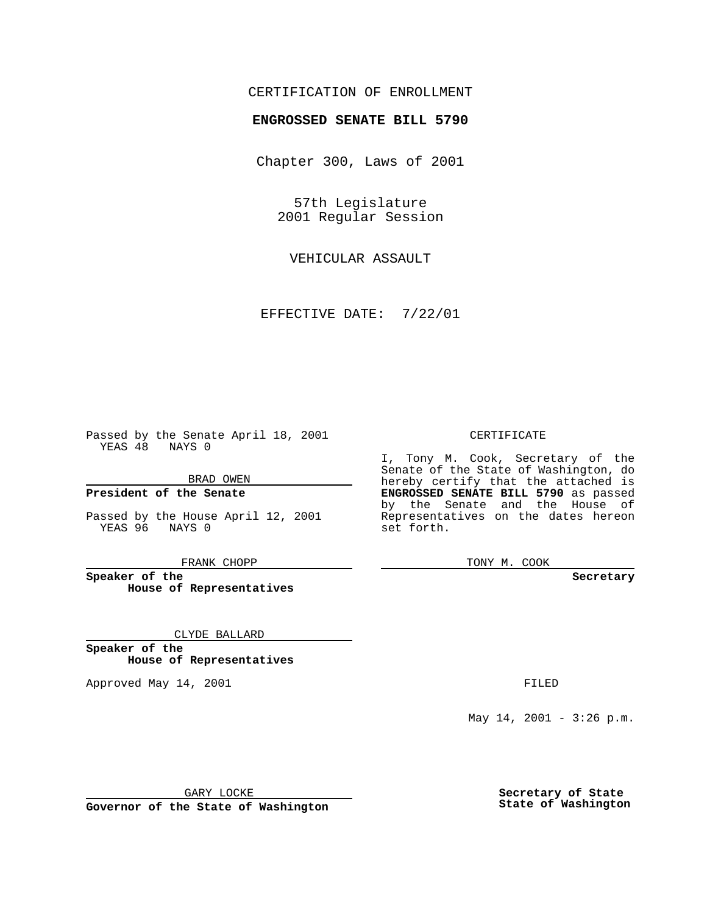CERTIFICATION OF ENROLLMENT

**ENGROSSED SENATE BILL 5790**

Chapter 300, Laws of 2001

57th Legislature
2001 Regular Session

VEHICULAR ASSAULT

EFFECTIVE DATE: 7/22/01

Passed by the Senate April 18, 2001
YEAS 48 NAYS 0

BRAD OWEN

**President of the Senate**

Passed by the House April 12, 2001
YEAS 96 NAYS 0

FRANK CHOPP

**Speaker of the House of Representatives**

CLYDE BALLARD

**Speaker of the House of Representatives**

Approved May 14, 2001

GARY LOCKE

**Governor of the State of Washington**

CERTIFICATE

I, Tony M. Cook, Secretary of the Senate of the State of Washington, do hereby certify that the attached is **ENGROSSED SENATE BILL 5790** as passed by the Senate and the House of Representatives on the dates hereon set forth.

TONY M. COOK

**Secretary**

FILED

May 14, 2001 - 3:26 p.m.

**Secretary of State**
**State of Washington**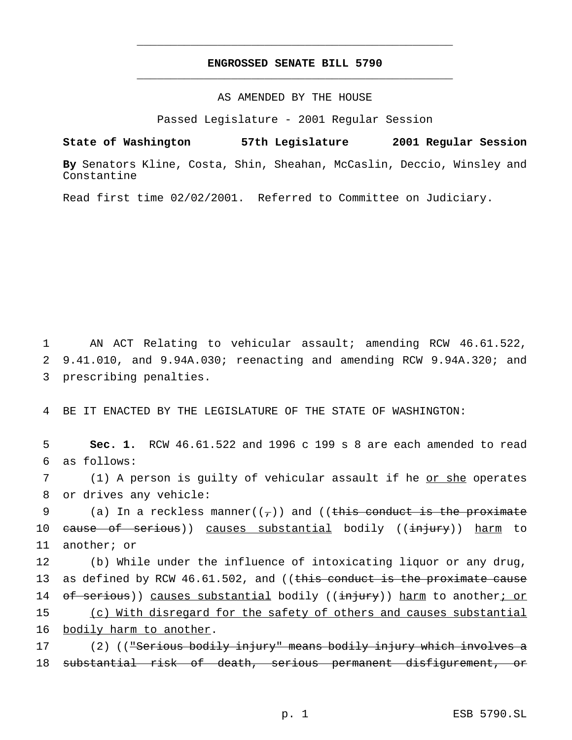# ENGROSSED SENATE BILL 5790

AS AMENDED BY THE HOUSE

Passed Legislature - 2001 Regular Session

**State of Washington 57th Legislature 2001 Regular Session**

**By** Senators Kline, Costa, Shin, Sheahan, McCaslin, Deccio, Winsley and Constantine

Read first time 02/02/2001. Referred to Committee on Judiciary.

1 AN ACT Relating to vehicular assault; amending RCW 46.61.522,
2 9.41.010, and 9.94A.030; reenacting and amending RCW 9.94A.320; and
3 prescribing penalties.

4 BE IT ENACTED BY THE LEGISLATURE OF THE STATE OF WASHINGTON:

5 **Sec. 1.** RCW 46.61.522 and 1996 c 199 s 8 are each amended to read
6 as follows:
7 (1) A person is guilty of vehicular assault if he <u>or she</u> operates
8 or drives any vehicle:
9 (a) In a reckless manner((~~,~~)) and ((~~this conduct is the proximate~~
10 ~~cause of serious~~)) <u>causes substantial</u> bodily ((~~injury~~)) <u>harm</u> to
11 another; or
12 (b) While under the influence of intoxicating liquor or any drug,
13 as defined by RCW 46.61.502, and ((~~this conduct is the proximate cause~~
14 ~~of serious~~)) <u>causes substantial</u> bodily ((~~injury~~)) <u>harm</u> to another<u>; or</u>
15 <u>(c) With disregard for the safety of others and causes substantial</u>
16 <u>bodily harm to another</u>.
17 (2) ((~~"Serious bodily injury" means bodily injury which involves a~~
18 ~~substantial risk of death, serious permanent disfigurement, or~~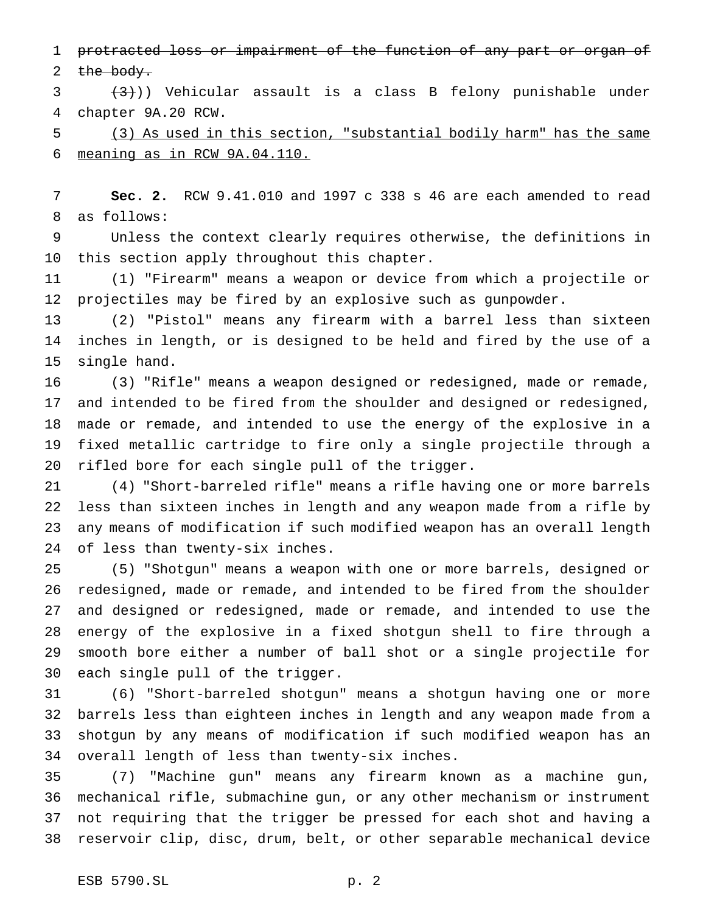~~protracted loss or impairment of the function of any part or organ of the body.~~

~~(3)~~)) Vehicular assault is a class B felony punishable under chapter 9A.20 RCW.

(3) As used in this section, "substantial bodily harm" has the same meaning as in RCW 9A.04.110.

**Sec. 2.** RCW 9.41.010 and 1997 c 338 s 46 are each amended to read as follows:

Unless the context clearly requires otherwise, the definitions in this section apply throughout this chapter.

(1) "Firearm" means a weapon or device from which a projectile or projectiles may be fired by an explosive such as gunpowder.

(2) "Pistol" means any firearm with a barrel less than sixteen inches in length, or is designed to be held and fired by the use of a single hand.

(3) "Rifle" means a weapon designed or redesigned, made or remade, and intended to be fired from the shoulder and designed or redesigned, made or remade, and intended to use the energy of the explosive in a fixed metallic cartridge to fire only a single projectile through a rifled bore for each single pull of the trigger.

(4) "Short-barreled rifle" means a rifle having one or more barrels less than sixteen inches in length and any weapon made from a rifle by any means of modification if such modified weapon has an overall length of less than twenty-six inches.

(5) "Shotgun" means a weapon with one or more barrels, designed or redesigned, made or remade, and intended to be fired from the shoulder and designed or redesigned, made or remade, and intended to use the energy of the explosive in a fixed shotgun shell to fire through a smooth bore either a number of ball shot or a single projectile for each single pull of the trigger.

(6) "Short-barreled shotgun" means a shotgun having one or more barrels less than eighteen inches in length and any weapon made from a shotgun by any means of modification if such modified weapon has an overall length of less than twenty-six inches.

(7) "Machine gun" means any firearm known as a machine gun, mechanical rifle, submachine gun, or any other mechanism or instrument not requiring that the trigger be pressed for each shot and having a reservoir clip, disc, drum, belt, or other separable mechanical device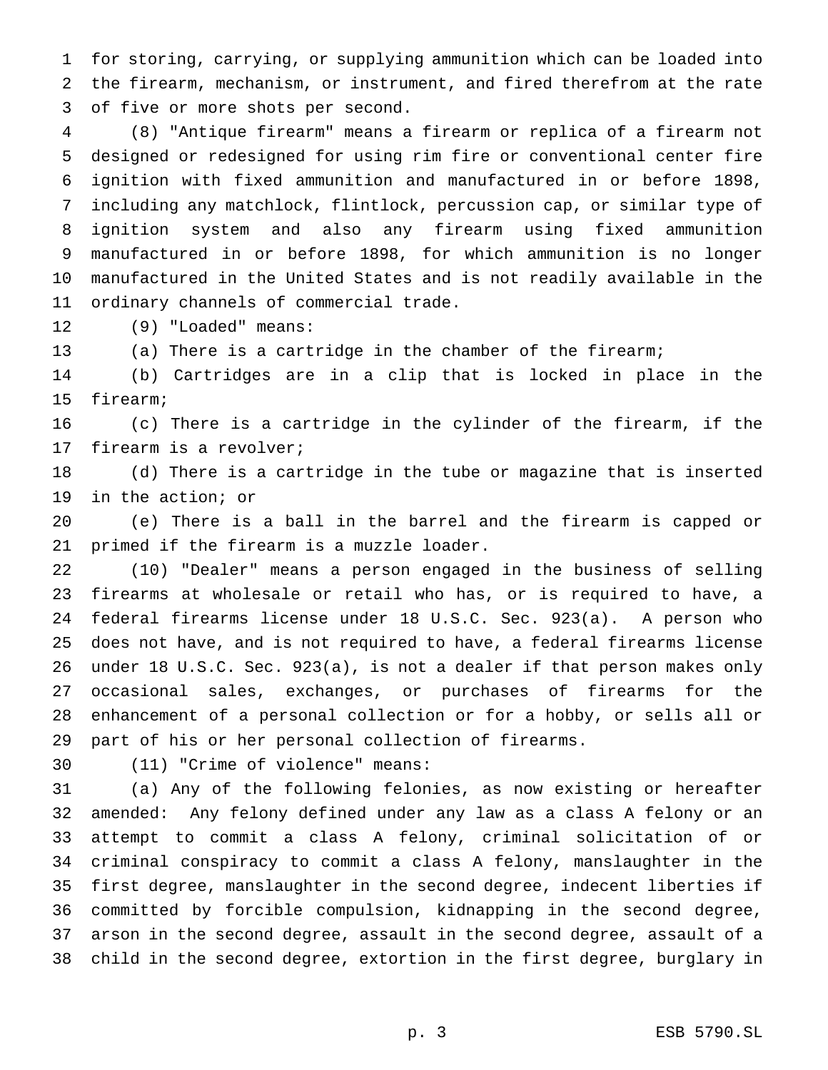for storing, carrying, or supplying ammunition which can be loaded into the firearm, mechanism, or instrument, and fired therefrom at the rate of five or more shots per second.

(8) "Antique firearm" means a firearm or replica of a firearm not designed or redesigned for using rim fire or conventional center fire ignition with fixed ammunition and manufactured in or before 1898, including any matchlock, flintlock, percussion cap, or similar type of ignition system and also any firearm using fixed ammunition manufactured in or before 1898, for which ammunition is no longer manufactured in the United States and is not readily available in the ordinary channels of commercial trade.

(9) "Loaded" means:

(a) There is a cartridge in the chamber of the firearm;

(b) Cartridges are in a clip that is locked in place in the firearm;

(c) There is a cartridge in the cylinder of the firearm, if the firearm is a revolver;

(d) There is a cartridge in the tube or magazine that is inserted in the action; or

(e) There is a ball in the barrel and the firearm is capped or primed if the firearm is a muzzle loader.

(10) "Dealer" means a person engaged in the business of selling firearms at wholesale or retail who has, or is required to have, a federal firearms license under 18 U.S.C. Sec. 923(a). A person who does not have, and is not required to have, a federal firearms license under 18 U.S.C. Sec. 923(a), is not a dealer if that person makes only occasional sales, exchanges, or purchases of firearms for the enhancement of a personal collection or for a hobby, or sells all or part of his or her personal collection of firearms.

(11) "Crime of violence" means:

(a) Any of the following felonies, as now existing or hereafter amended: Any felony defined under any law as a class A felony or an attempt to commit a class A felony, criminal solicitation of or criminal conspiracy to commit a class A felony, manslaughter in the first degree, manslaughter in the second degree, indecent liberties if committed by forcible compulsion, kidnapping in the second degree, arson in the second degree, assault in the second degree, assault of a child in the second degree, extortion in the first degree, burglary in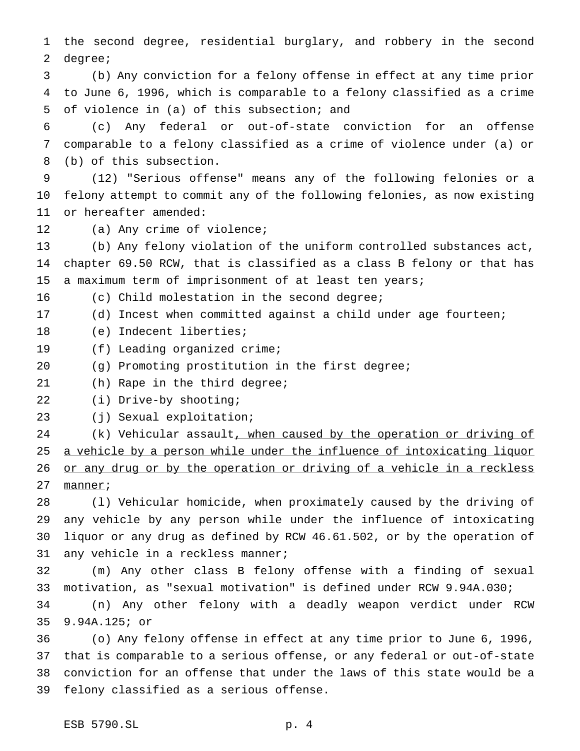the second degree, residential burglary, and robbery in the second degree;

(b) Any conviction for a felony offense in effect at any time prior to June 6, 1996, which is comparable to a felony classified as a crime of violence in (a) of this subsection; and

(c) Any federal or out-of-state conviction for an offense comparable to a felony classified as a crime of violence under (a) or (b) of this subsection.

(12) "Serious offense" means any of the following felonies or a felony attempt to commit any of the following felonies, as now existing or hereafter amended:

(a) Any crime of violence;

(b) Any felony violation of the uniform controlled substances act, chapter 69.50 RCW, that is classified as a class B felony or that has a maximum term of imprisonment of at least ten years;

(c) Child molestation in the second degree;

(d) Incest when committed against a child under age fourteen;

(e) Indecent liberties;

(f) Leading organized crime;

(g) Promoting prostitution in the first degree;

(h) Rape in the third degree;

(i) Drive-by shooting;

(j) Sexual exploitation;

(k) Vehicular assault<u>, when caused by the operation or driving of a vehicle by a person while under the influence of intoxicating liquor or any drug or by the operation or driving of a vehicle in a reckless manner</u>;

(l) Vehicular homicide, when proximately caused by the driving of any vehicle by any person while under the influence of intoxicating liquor or any drug as defined by RCW 46.61.502, or by the operation of any vehicle in a reckless manner;

(m) Any other class B felony offense with a finding of sexual motivation, as "sexual motivation" is defined under RCW 9.94A.030;

(n) Any other felony with a deadly weapon verdict under RCW 9.94A.125; or

(o) Any felony offense in effect at any time prior to June 6, 1996, that is comparable to a serious offense, or any federal or out-of-state conviction for an offense that under the laws of this state would be a felony classified as a serious offense.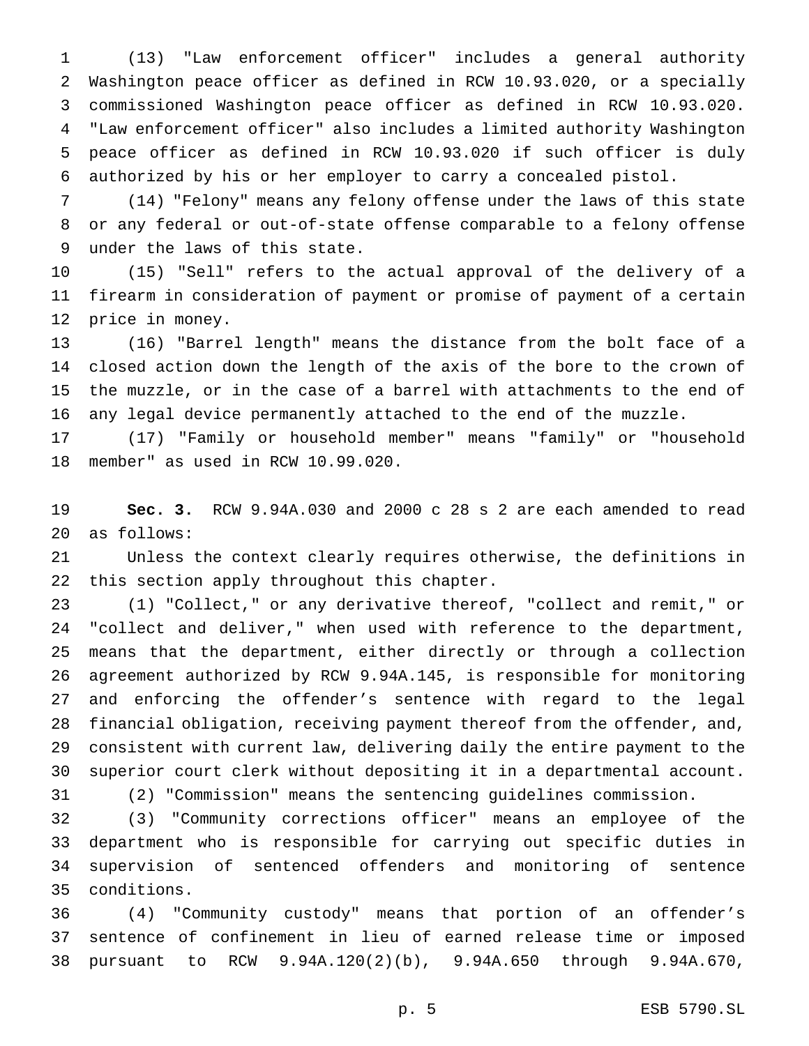(13) "Law enforcement officer" includes a general authority Washington peace officer as defined in RCW 10.93.020, or a specially commissioned Washington peace officer as defined in RCW 10.93.020. "Law enforcement officer" also includes a limited authority Washington peace officer as defined in RCW 10.93.020 if such officer is duly authorized by his or her employer to carry a concealed pistol.

(14) "Felony" means any felony offense under the laws of this state or any federal or out-of-state offense comparable to a felony offense under the laws of this state.

(15) "Sell" refers to the actual approval of the delivery of a firearm in consideration of payment or promise of payment of a certain price in money.

(16) "Barrel length" means the distance from the bolt face of a closed action down the length of the axis of the bore to the crown of the muzzle, or in the case of a barrel with attachments to the end of any legal device permanently attached to the end of the muzzle.

(17) "Family or household member" means "family" or "household member" as used in RCW 10.99.020.

**Sec. 3.** RCW 9.94A.030 and 2000 c 28 s 2 are each amended to read as follows:

Unless the context clearly requires otherwise, the definitions in this section apply throughout this chapter.

(1) "Collect," or any derivative thereof, "collect and remit," or "collect and deliver," when used with reference to the department, means that the department, either directly or through a collection agreement authorized by RCW 9.94A.145, is responsible for monitoring and enforcing the offender's sentence with regard to the legal financial obligation, receiving payment thereof from the offender, and, consistent with current law, delivering daily the entire payment to the superior court clerk without depositing it in a departmental account.

(2) "Commission" means the sentencing guidelines commission.

(3) "Community corrections officer" means an employee of the department who is responsible for carrying out specific duties in supervision of sentenced offenders and monitoring of sentence conditions.

(4) "Community custody" means that portion of an offender's sentence of confinement in lieu of earned release time or imposed pursuant to RCW 9.94A.120(2)(b), 9.94A.650 through 9.94A.670,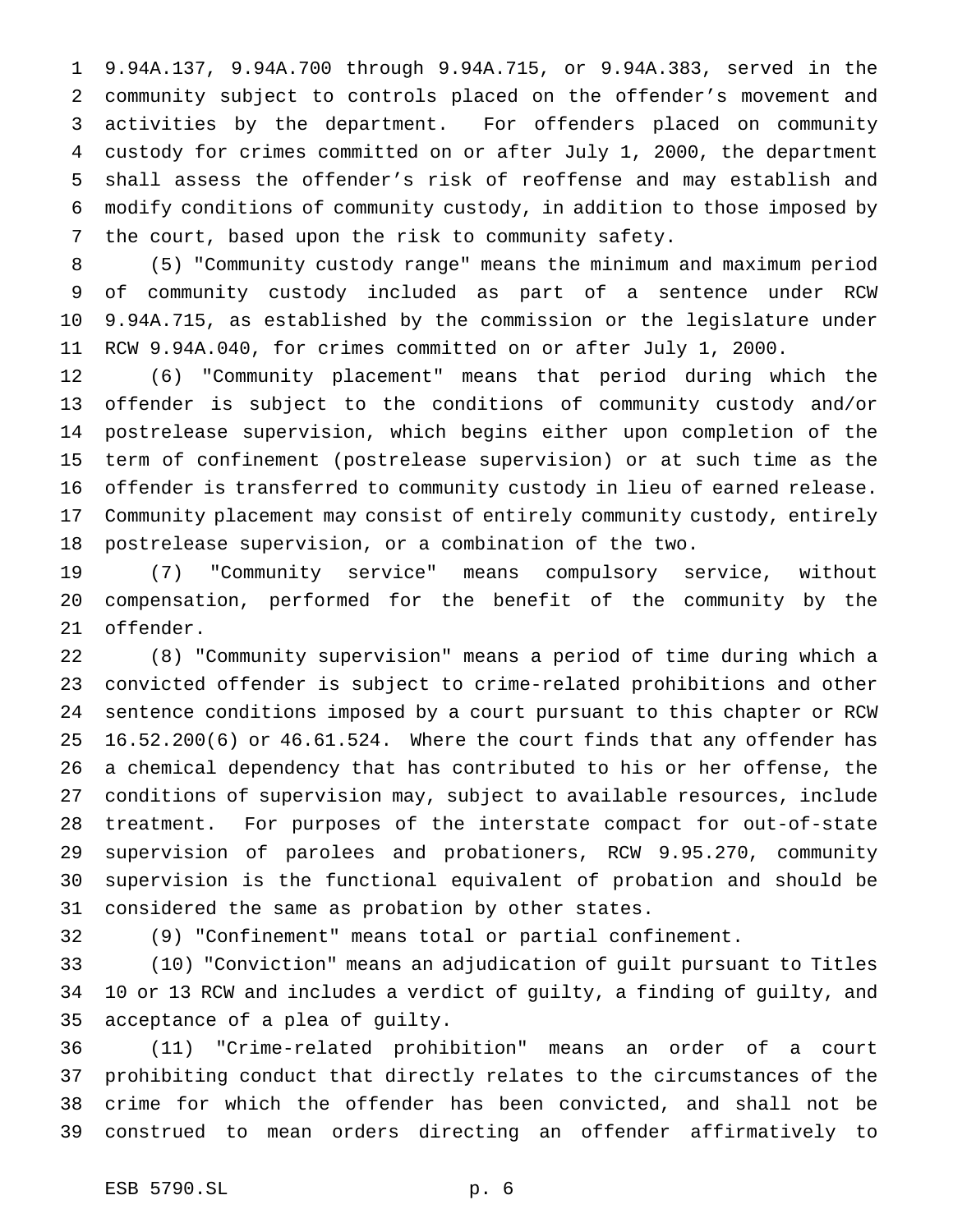9.94A.137, 9.94A.700 through 9.94A.715, or 9.94A.383, served in the community subject to controls placed on the offender's movement and activities by the department. For offenders placed on community custody for crimes committed on or after July 1, 2000, the department shall assess the offender's risk of reoffense and may establish and modify conditions of community custody, in addition to those imposed by the court, based upon the risk to community safety.

(5) "Community custody range" means the minimum and maximum period of community custody included as part of a sentence under RCW 9.94A.715, as established by the commission or the legislature under RCW 9.94A.040, for crimes committed on or after July 1, 2000.

(6) "Community placement" means that period during which the offender is subject to the conditions of community custody and/or postrelease supervision, which begins either upon completion of the term of confinement (postrelease supervision) or at such time as the offender is transferred to community custody in lieu of earned release. Community placement may consist of entirely community custody, entirely postrelease supervision, or a combination of the two.

(7) "Community service" means compulsory service, without compensation, performed for the benefit of the community by the offender.

(8) "Community supervision" means a period of time during which a convicted offender is subject to crime-related prohibitions and other sentence conditions imposed by a court pursuant to this chapter or RCW 16.52.200(6) or 46.61.524. Where the court finds that any offender has a chemical dependency that has contributed to his or her offense, the conditions of supervision may, subject to available resources, include treatment. For purposes of the interstate compact for out-of-state supervision of parolees and probationers, RCW 9.95.270, community supervision is the functional equivalent of probation and should be considered the same as probation by other states.

(9) "Confinement" means total or partial confinement.

(10) "Conviction" means an adjudication of guilt pursuant to Titles 10 or 13 RCW and includes a verdict of guilty, a finding of guilty, and acceptance of a plea of guilty.

(11) "Crime-related prohibition" means an order of a court prohibiting conduct that directly relates to the circumstances of the crime for which the offender has been convicted, and shall not be construed to mean orders directing an offender affirmatively to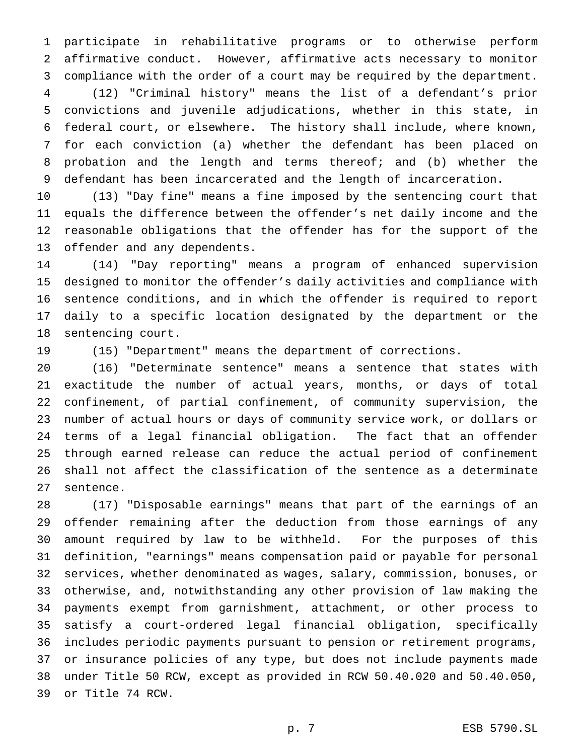participate in rehabilitative programs or to otherwise perform affirmative conduct. However, affirmative acts necessary to monitor compliance with the order of a court may be required by the department.

(12) "Criminal history" means the list of a defendant's prior convictions and juvenile adjudications, whether in this state, in federal court, or elsewhere. The history shall include, where known, for each conviction (a) whether the defendant has been placed on probation and the length and terms thereof; and (b) whether the defendant has been incarcerated and the length of incarceration.

(13) "Day fine" means a fine imposed by the sentencing court that equals the difference between the offender's net daily income and the reasonable obligations that the offender has for the support of the offender and any dependents.

(14) "Day reporting" means a program of enhanced supervision designed to monitor the offender's daily activities and compliance with sentence conditions, and in which the offender is required to report daily to a specific location designated by the department or the sentencing court.

(15) "Department" means the department of corrections.

(16) "Determinate sentence" means a sentence that states with exactitude the number of actual years, months, or days of total confinement, of partial confinement, of community supervision, the number of actual hours or days of community service work, or dollars or terms of a legal financial obligation. The fact that an offender through earned release can reduce the actual period of confinement shall not affect the classification of the sentence as a determinate sentence.

(17) "Disposable earnings" means that part of the earnings of an offender remaining after the deduction from those earnings of any amount required by law to be withheld. For the purposes of this definition, "earnings" means compensation paid or payable for personal services, whether denominated as wages, salary, commission, bonuses, or otherwise, and, notwithstanding any other provision of law making the payments exempt from garnishment, attachment, or other process to satisfy a court-ordered legal financial obligation, specifically includes periodic payments pursuant to pension or retirement programs, or insurance policies of any type, but does not include payments made under Title 50 RCW, except as provided in RCW 50.40.020 and 50.40.050, or Title 74 RCW.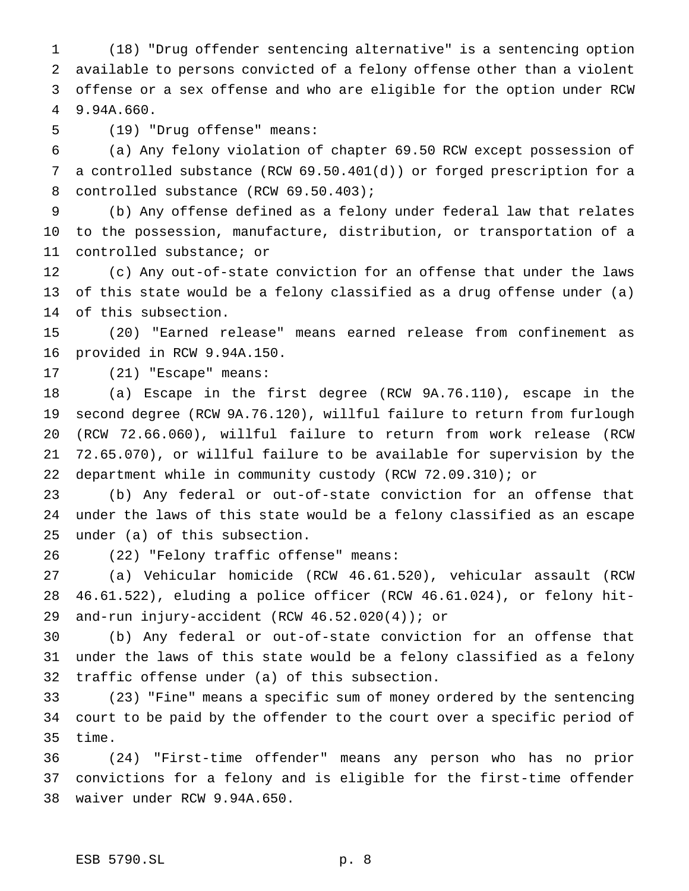(18) "Drug offender sentencing alternative" is a sentencing option available to persons convicted of a felony offense other than a violent offense or a sex offense and who are eligible for the option under RCW 9.94A.660.

(19) "Drug offense" means:

(a) Any felony violation of chapter 69.50 RCW except possession of a controlled substance (RCW 69.50.401(d)) or forged prescription for a controlled substance (RCW 69.50.403);

(b) Any offense defined as a felony under federal law that relates to the possession, manufacture, distribution, or transportation of a controlled substance; or

(c) Any out-of-state conviction for an offense that under the laws of this state would be a felony classified as a drug offense under (a) of this subsection.

(20) "Earned release" means earned release from confinement as provided in RCW 9.94A.150.

(21) "Escape" means:

(a) Escape in the first degree (RCW 9A.76.110), escape in the second degree (RCW 9A.76.120), willful failure to return from furlough (RCW 72.66.060), willful failure to return from work release (RCW 72.65.070), or willful failure to be available for supervision by the department while in community custody (RCW 72.09.310); or

(b) Any federal or out-of-state conviction for an offense that under the laws of this state would be a felony classified as an escape under (a) of this subsection.

(22) "Felony traffic offense" means:

(a) Vehicular homicide (RCW 46.61.520), vehicular assault (RCW 46.61.522), eluding a police officer (RCW 46.61.024), or felony hit-and-run injury-accident (RCW 46.52.020(4)); or

(b) Any federal or out-of-state conviction for an offense that under the laws of this state would be a felony classified as a felony traffic offense under (a) of this subsection.

(23) "Fine" means a specific sum of money ordered by the sentencing court to be paid by the offender to the court over a specific period of time.

(24) "First-time offender" means any person who has no prior convictions for a felony and is eligible for the first-time offender waiver under RCW 9.94A.650.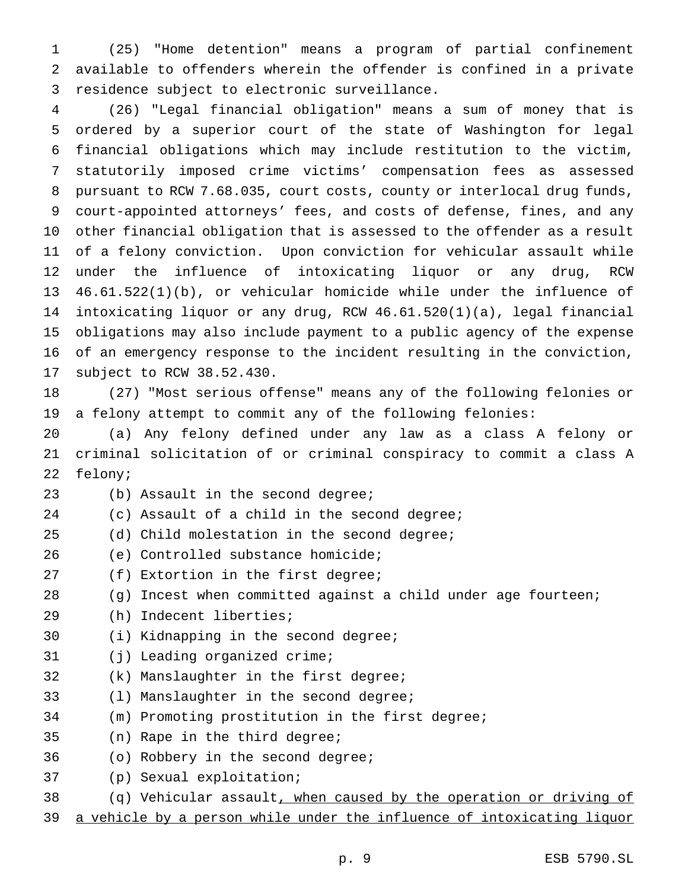(25) "Home detention" means a program of partial confinement available to offenders wherein the offender is confined in a private residence subject to electronic surveillance.

(26) "Legal financial obligation" means a sum of money that is ordered by a superior court of the state of Washington for legal financial obligations which may include restitution to the victim, statutorily imposed crime victims' compensation fees as assessed pursuant to RCW 7.68.035, court costs, county or interlocal drug funds, court-appointed attorneys' fees, and costs of defense, fines, and any other financial obligation that is assessed to the offender as a result of a felony conviction. Upon conviction for vehicular assault while under the influence of intoxicating liquor or any drug, RCW 46.61.522(1)(b), or vehicular homicide while under the influence of intoxicating liquor or any drug, RCW 46.61.520(1)(a), legal financial obligations may also include payment to a public agency of the expense of an emergency response to the incident resulting in the conviction, subject to RCW 38.52.430.

(27) "Most serious offense" means any of the following felonies or a felony attempt to commit any of the following felonies:

(a) Any felony defined under any law as a class A felony or criminal solicitation of or criminal conspiracy to commit a class A felony;

(b) Assault in the second degree;

(c) Assault of a child in the second degree;

(d) Child molestation in the second degree;

(e) Controlled substance homicide;

(f) Extortion in the first degree;

(g) Incest when committed against a child under age fourteen;

(h) Indecent liberties;

(i) Kidnapping in the second degree;

(j) Leading organized crime;

(k) Manslaughter in the first degree;

(l) Manslaughter in the second degree;

(m) Promoting prostitution in the first degree;

(n) Rape in the third degree;

(o) Robbery in the second degree;

(p) Sexual exploitation;

(q) Vehicular assault<u>, when caused by the operation or driving of a vehicle by a person while under the influence of intoxicating liquor</u>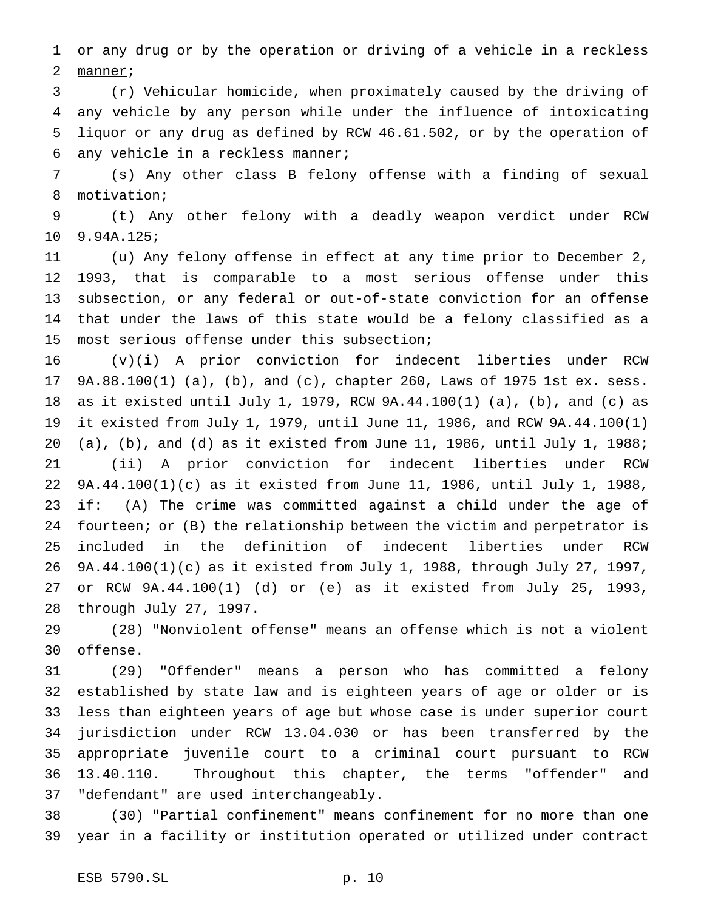<u>or any drug or by the operation or driving of a vehicle in a reckless manner</u>;

(r) Vehicular homicide, when proximately caused by the driving of any vehicle by any person while under the influence of intoxicating liquor or any drug as defined by RCW 46.61.502, or by the operation of any vehicle in a reckless manner;

(s) Any other class B felony offense with a finding of sexual motivation;

(t) Any other felony with a deadly weapon verdict under RCW 9.94A.125;

(u) Any felony offense in effect at any time prior to December 2, 1993, that is comparable to a most serious offense under this subsection, or any federal or out-of-state conviction for an offense that under the laws of this state would be a felony classified as a most serious offense under this subsection;

(v)(i) A prior conviction for indecent liberties under RCW 9A.88.100(1) (a), (b), and (c), chapter 260, Laws of 1975 1st ex. sess. as it existed until July 1, 1979, RCW 9A.44.100(1) (a), (b), and (c) as it existed from July 1, 1979, until June 11, 1986, and RCW 9A.44.100(1) (a), (b), and (d) as it existed from June 11, 1986, until July 1, 1988;

(ii) A prior conviction for indecent liberties under RCW 9A.44.100(1)(c) as it existed from June 11, 1986, until July 1, 1988, if: (A) The crime was committed against a child under the age of fourteen; or (B) the relationship between the victim and perpetrator is included in the definition of indecent liberties under RCW 9A.44.100(1)(c) as it existed from July 1, 1988, through July 27, 1997, or RCW 9A.44.100(1) (d) or (e) as it existed from July 25, 1993, through July 27, 1997.

(28) "Nonviolent offense" means an offense which is not a violent offense.

(29) "Offender" means a person who has committed a felony established by state law and is eighteen years of age or older or is less than eighteen years of age but whose case is under superior court jurisdiction under RCW 13.04.030 or has been transferred by the appropriate juvenile court to a criminal court pursuant to RCW 13.40.110. Throughout this chapter, the terms "offender" and "defendant" are used interchangeably.

(30) "Partial confinement" means confinement for no more than one year in a facility or institution operated or utilized under contract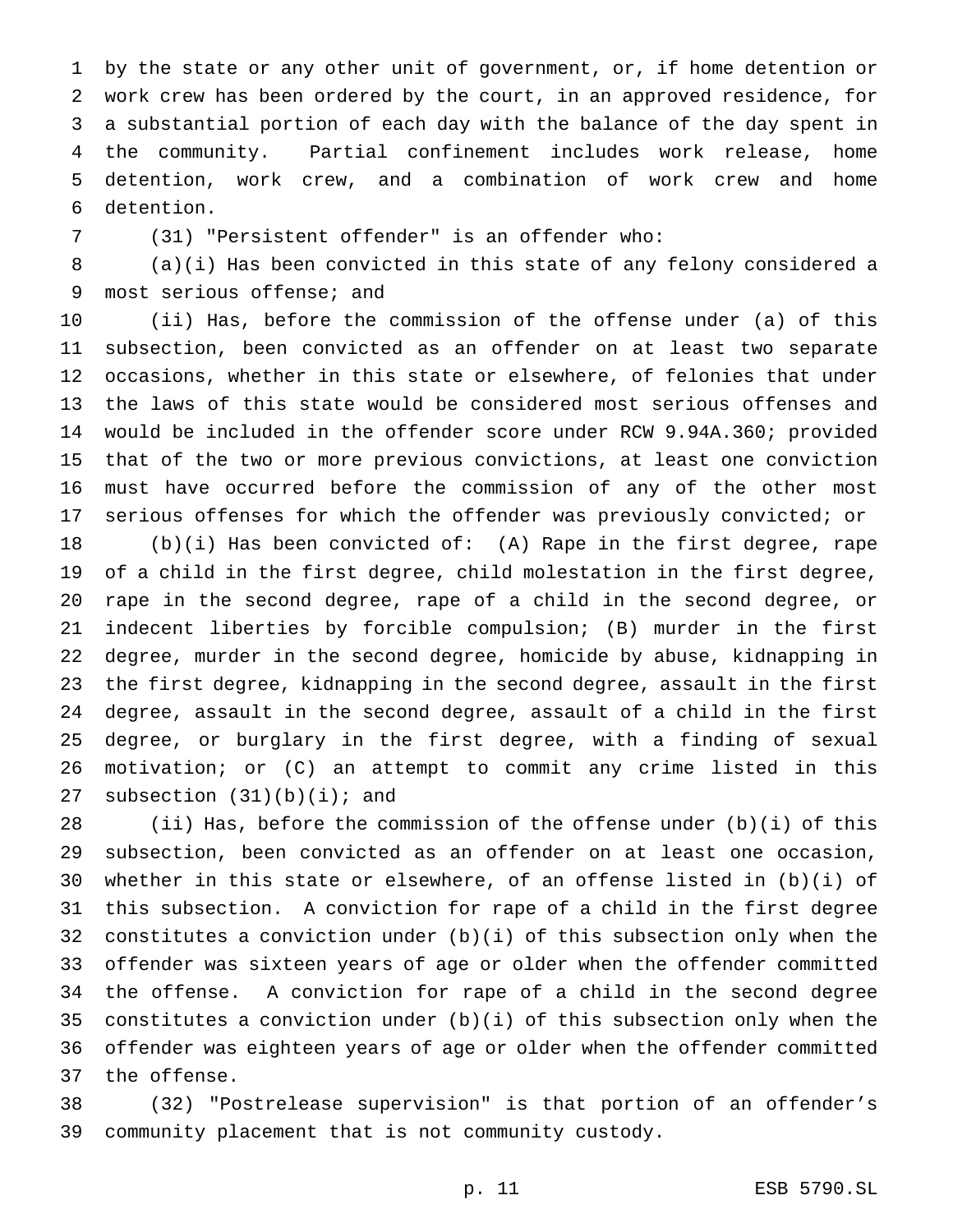by the state or any other unit of government, or, if home detention or work crew has been ordered by the court, in an approved residence, for a substantial portion of each day with the balance of the day spent in the community. Partial confinement includes work release, home detention, work crew, and a combination of work crew and home detention.

(31) "Persistent offender" is an offender who:

(a)(i) Has been convicted in this state of any felony considered a most serious offense; and

(ii) Has, before the commission of the offense under (a) of this subsection, been convicted as an offender on at least two separate occasions, whether in this state or elsewhere, of felonies that under the laws of this state would be considered most serious offenses and would be included in the offender score under RCW 9.94A.360; provided that of the two or more previous convictions, at least one conviction must have occurred before the commission of any of the other most serious offenses for which the offender was previously convicted; or

(b)(i) Has been convicted of: (A) Rape in the first degree, rape of a child in the first degree, child molestation in the first degree, rape in the second degree, rape of a child in the second degree, or indecent liberties by forcible compulsion; (B) murder in the first degree, murder in the second degree, homicide by abuse, kidnapping in the first degree, kidnapping in the second degree, assault in the first degree, assault in the second degree, assault of a child in the first degree, or burglary in the first degree, with a finding of sexual motivation; or (C) an attempt to commit any crime listed in this subsection (31)(b)(i); and

(ii) Has, before the commission of the offense under (b)(i) of this subsection, been convicted as an offender on at least one occasion, whether in this state or elsewhere, of an offense listed in (b)(i) of this subsection. A conviction for rape of a child in the first degree constitutes a conviction under (b)(i) of this subsection only when the offender was sixteen years of age or older when the offender committed the offense. A conviction for rape of a child in the second degree constitutes a conviction under (b)(i) of this subsection only when the offender was eighteen years of age or older when the offender committed the offense.

(32) "Postrelease supervision" is that portion of an offender's community placement that is not community custody.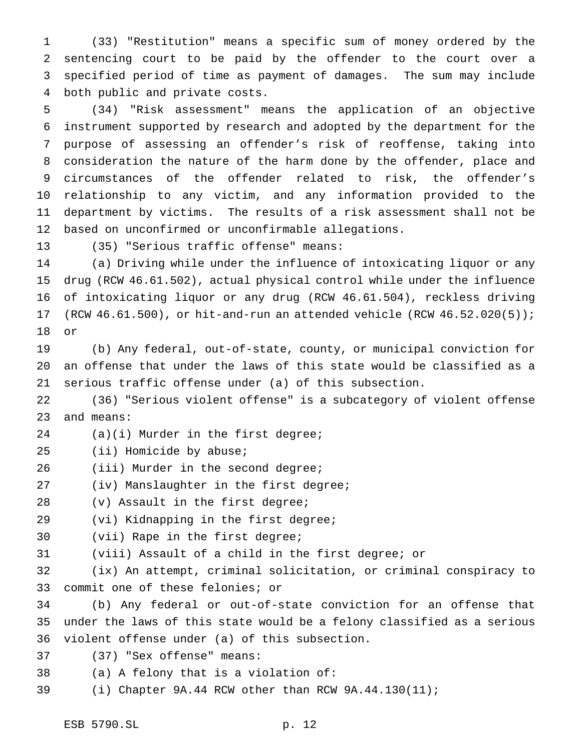(33) "Restitution" means a specific sum of money ordered by the sentencing court to be paid by the offender to the court over a specified period of time as payment of damages. The sum may include both public and private costs.

(34) "Risk assessment" means the application of an objective instrument supported by research and adopted by the department for the purpose of assessing an offender's risk of reoffense, taking into consideration the nature of the harm done by the offender, place and circumstances of the offender related to risk, the offender's relationship to any victim, and any information provided to the department by victims. The results of a risk assessment shall not be based on unconfirmed or unconfirmable allegations.

(35) "Serious traffic offense" means:

(a) Driving while under the influence of intoxicating liquor or any drug (RCW 46.61.502), actual physical control while under the influence of intoxicating liquor or any drug (RCW 46.61.504), reckless driving (RCW 46.61.500), or hit-and-run an attended vehicle (RCW 46.52.020(5)); or

(b) Any federal, out-of-state, county, or municipal conviction for an offense that under the laws of this state would be classified as a serious traffic offense under (a) of this subsection.

(36) "Serious violent offense" is a subcategory of violent offense and means:

(a)(i) Murder in the first degree;

(ii) Homicide by abuse;

(iii) Murder in the second degree;

(iv) Manslaughter in the first degree;

(v) Assault in the first degree;

(vi) Kidnapping in the first degree;

(vii) Rape in the first degree;

(viii) Assault of a child in the first degree; or

(ix) An attempt, criminal solicitation, or criminal conspiracy to commit one of these felonies; or

(b) Any federal or out-of-state conviction for an offense that under the laws of this state would be a felony classified as a serious violent offense under (a) of this subsection.

(37) "Sex offense" means:

(a) A felony that is a violation of:

(i) Chapter 9A.44 RCW other than RCW 9A.44.130(11);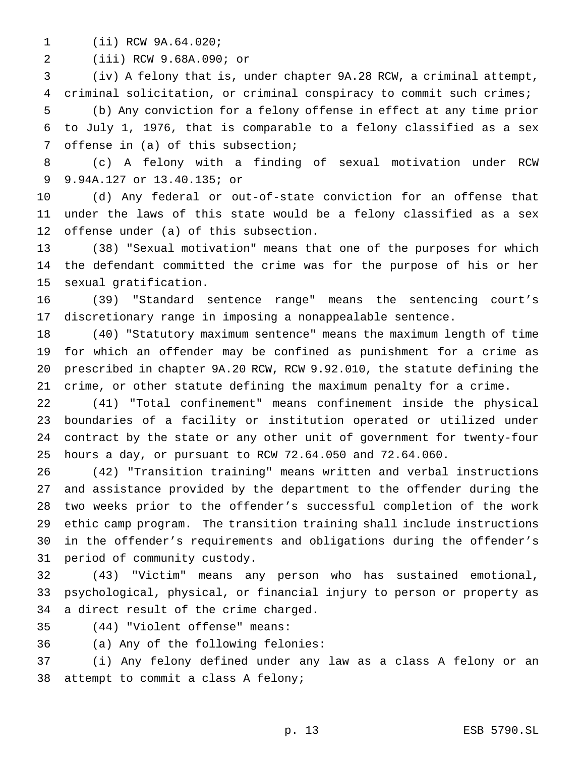(ii) RCW 9A.64.020;

(iii) RCW 9.68A.090; or

(iv) A felony that is, under chapter 9A.28 RCW, a criminal attempt, criminal solicitation, or criminal conspiracy to commit such crimes;

(b) Any conviction for a felony offense in effect at any time prior to July 1, 1976, that is comparable to a felony classified as a sex offense in (a) of this subsection;

(c) A felony with a finding of sexual motivation under RCW 9.94A.127 or 13.40.135; or

(d) Any federal or out-of-state conviction for an offense that under the laws of this state would be a felony classified as a sex offense under (a) of this subsection.

(38) "Sexual motivation" means that one of the purposes for which the defendant committed the crime was for the purpose of his or her sexual gratification.

(39) "Standard sentence range" means the sentencing court's discretionary range in imposing a nonappealable sentence.

(40) "Statutory maximum sentence" means the maximum length of time for which an offender may be confined as punishment for a crime as prescribed in chapter 9A.20 RCW, RCW 9.92.010, the statute defining the crime, or other statute defining the maximum penalty for a crime.

(41) "Total confinement" means confinement inside the physical boundaries of a facility or institution operated or utilized under contract by the state or any other unit of government for twenty-four hours a day, or pursuant to RCW 72.64.050 and 72.64.060.

(42) "Transition training" means written and verbal instructions and assistance provided by the department to the offender during the two weeks prior to the offender's successful completion of the work ethic camp program. The transition training shall include instructions in the offender's requirements and obligations during the offender's period of community custody.

(43) "Victim" means any person who has sustained emotional, psychological, physical, or financial injury to person or property as a direct result of the crime charged.

(44) "Violent offense" means:

(a) Any of the following felonies:

(i) Any felony defined under any law as a class A felony or an attempt to commit a class A felony;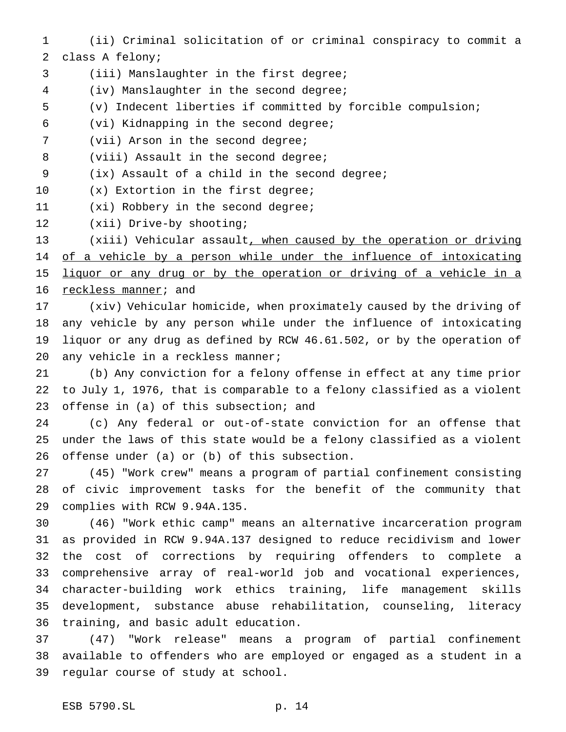(ii) Criminal solicitation of or criminal conspiracy to commit a class A felony;

(iii) Manslaughter in the first degree;

(iv) Manslaughter in the second degree;

(v) Indecent liberties if committed by forcible compulsion;

(vi) Kidnapping in the second degree;

(vii) Arson in the second degree;

(viii) Assault in the second degree;

(ix) Assault of a child in the second degree;

(x) Extortion in the first degree;

(xi) Robbery in the second degree;

(xii) Drive-by shooting;

(xiii) Vehicular assault, when caused by the operation or driving of a vehicle by a person while under the influence of intoxicating liquor or any drug or by the operation or driving of a vehicle in a reckless manner; and

(xiv) Vehicular homicide, when proximately caused by the driving of any vehicle by any person while under the influence of intoxicating liquor or any drug as defined by RCW 46.61.502, or by the operation of any vehicle in a reckless manner;

(b) Any conviction for a felony offense in effect at any time prior to July 1, 1976, that is comparable to a felony classified as a violent offense in (a) of this subsection; and

(c) Any federal or out-of-state conviction for an offense that under the laws of this state would be a felony classified as a violent offense under (a) or (b) of this subsection.

(45) "Work crew" means a program of partial confinement consisting of civic improvement tasks for the benefit of the community that complies with RCW 9.94A.135.

(46) "Work ethic camp" means an alternative incarceration program as provided in RCW 9.94A.137 designed to reduce recidivism and lower the cost of corrections by requiring offenders to complete a comprehensive array of real-world job and vocational experiences, character-building work ethics training, life management skills development, substance abuse rehabilitation, counseling, literacy training, and basic adult education.

(47) "Work release" means a program of partial confinement available to offenders who are employed or engaged as a student in a regular course of study at school.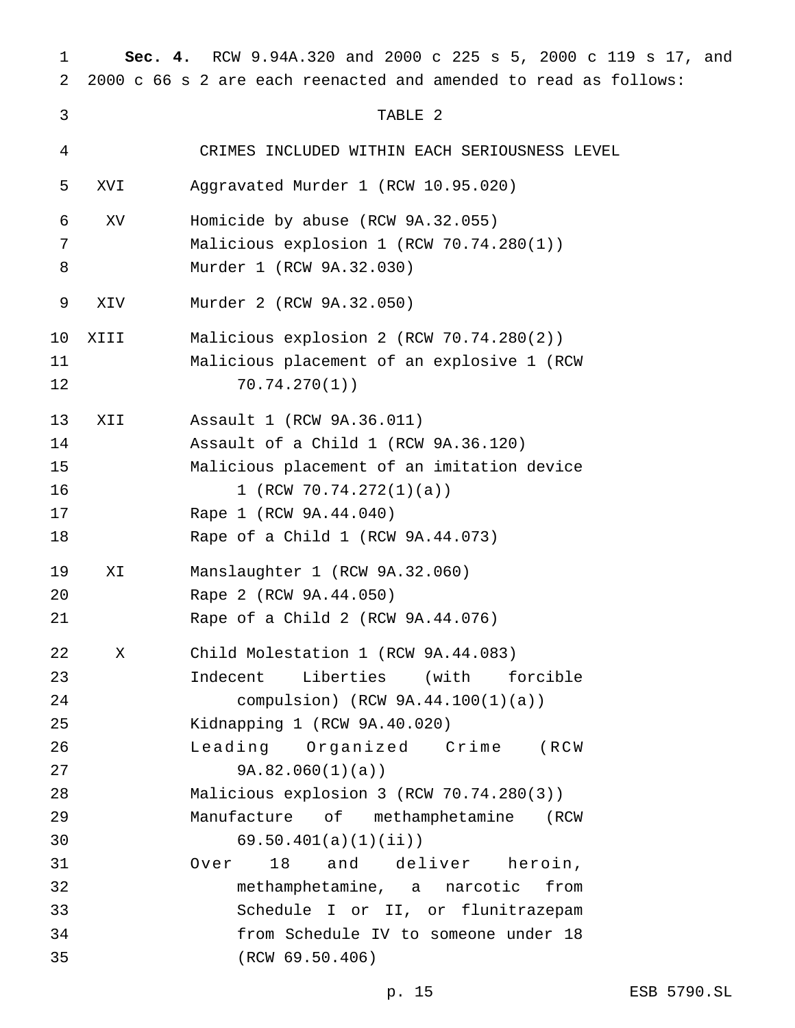**Sec. 4.** RCW 9.94A.320 and 2000 c 225 s 5, 2000 c 119 s 17, and 2000 c 66 s 2 are each reenacted and amended to read as follows:

TABLE 2

CRIMES INCLUDED WITHIN EACH SERIOUSNESS LEVEL

| | |
|---|---|
| XVI | Aggravated Murder 1 (RCW 10.95.020) |
| XV | Homicide by abuse (RCW 9A.32.055) |
| | Malicious explosion 1 (RCW 70.74.280(1)) |
| | Murder 1 (RCW 9A.32.030) |
| XIV | Murder 2 (RCW 9A.32.050) |
| XIII | Malicious explosion 2 (RCW 70.74.280(2)) |
| | Malicious placement of an explosive 1 (RCW 70.74.270(1)) |
| XII | Assault 1 (RCW 9A.36.011) |
| | Assault of a Child 1 (RCW 9A.36.120) |
| | Malicious placement of an imitation device 1 (RCW 70.74.272(1)(a)) |
| | Rape 1 (RCW 9A.44.040) |
| | Rape of a Child 1 (RCW 9A.44.073) |
| XI | Manslaughter 1 (RCW 9A.32.060) |
| | Rape 2 (RCW 9A.44.050) |
| | Rape of a Child 2 (RCW 9A.44.076) |
| X | Child Molestation 1 (RCW 9A.44.083) |
| | Indecent Liberties (with forcible compulsion) (RCW 9A.44.100(1)(a)) |
| | Kidnapping 1 (RCW 9A.40.020) |
| | Leading Organized Crime (RCW 9A.82.060(1)(a)) |
| | Malicious explosion 3 (RCW 70.74.280(3)) |
| | Manufacture of methamphetamine (RCW 69.50.401(a)(1)(ii)) |
| | Over 18 and deliver heroin, methamphetamine, a narcotic from Schedule I or II, or flunitrazepam from Schedule IV to someone under 18 (RCW 69.50.406) |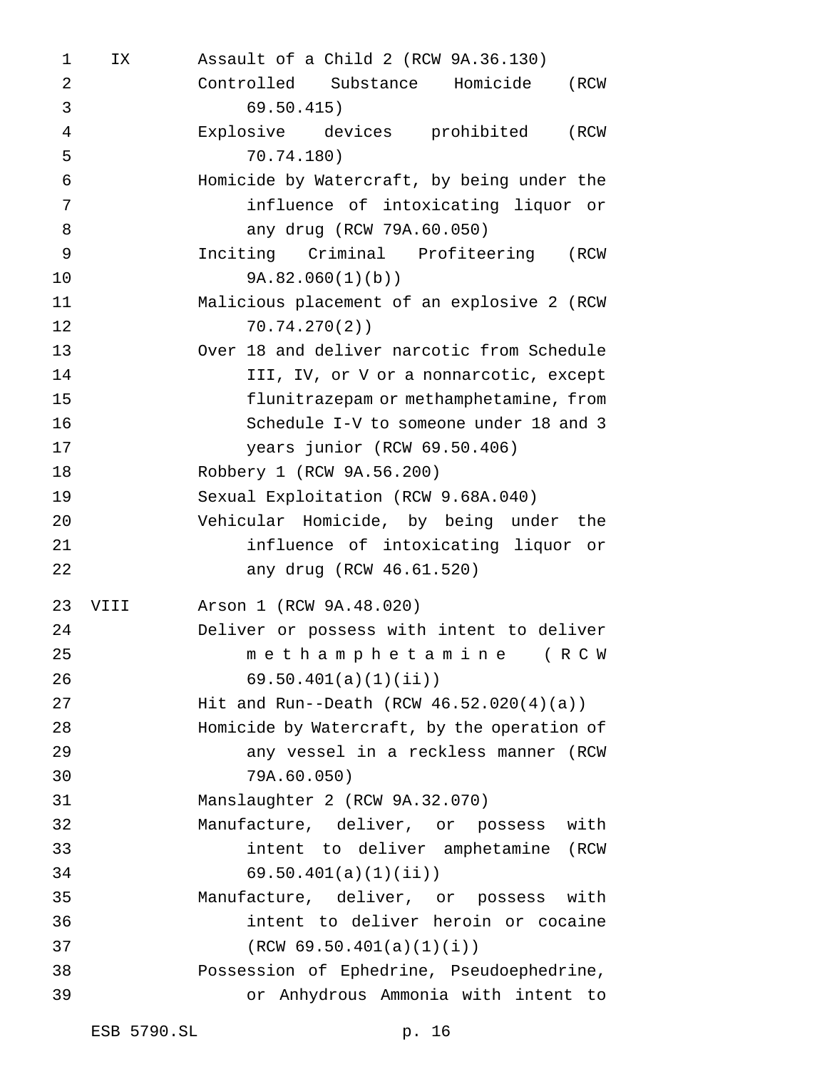| | |
|---|---|
| IX | Assault of a Child 2 (RCW 9A.36.130) |
| | Controlled Substance Homicide (RCW 69.50.415) |
| | Explosive devices prohibited (RCW 70.74.180) |
| | Homicide by Watercraft, by being under the influence of intoxicating liquor or any drug (RCW 79A.60.050) |
| | Inciting Criminal Profiteering (RCW 9A.82.060(1)(b)) |
| | Malicious placement of an explosive 2 (RCW 70.74.270(2)) |
| | Over 18 and deliver narcotic from Schedule III, IV, or V or a nonnarcotic, except flunitrazepam or methamphetamine, from Schedule I-V to someone under 18 and 3 years junior (RCW 69.50.406) |
| | Robbery 1 (RCW 9A.56.200) |
| | Sexual Exploitation (RCW 9.68A.040) |
| | Vehicular Homicide, by being under the influence of intoxicating liquor or any drug (RCW 46.61.520) |
| VIII | Arson 1 (RCW 9A.48.020) |
| | Deliver or possess with intent to deliver methamphetamine (RCW 69.50.401(a)(1)(ii)) |
| | Hit and Run--Death (RCW 46.52.020(4)(a)) |
| | Homicide by Watercraft, by the operation of any vessel in a reckless manner (RCW 79A.60.050) |
| | Manslaughter 2 (RCW 9A.32.070) |
| | Manufacture, deliver, or possess with intent to deliver amphetamine (RCW 69.50.401(a)(1)(ii)) |
| | Manufacture, deliver, or possess with intent to deliver heroin or cocaine (RCW 69.50.401(a)(1)(i)) |
| | Possession of Ephedrine, Pseudoephedrine, or Anhydrous Ammonia with intent to |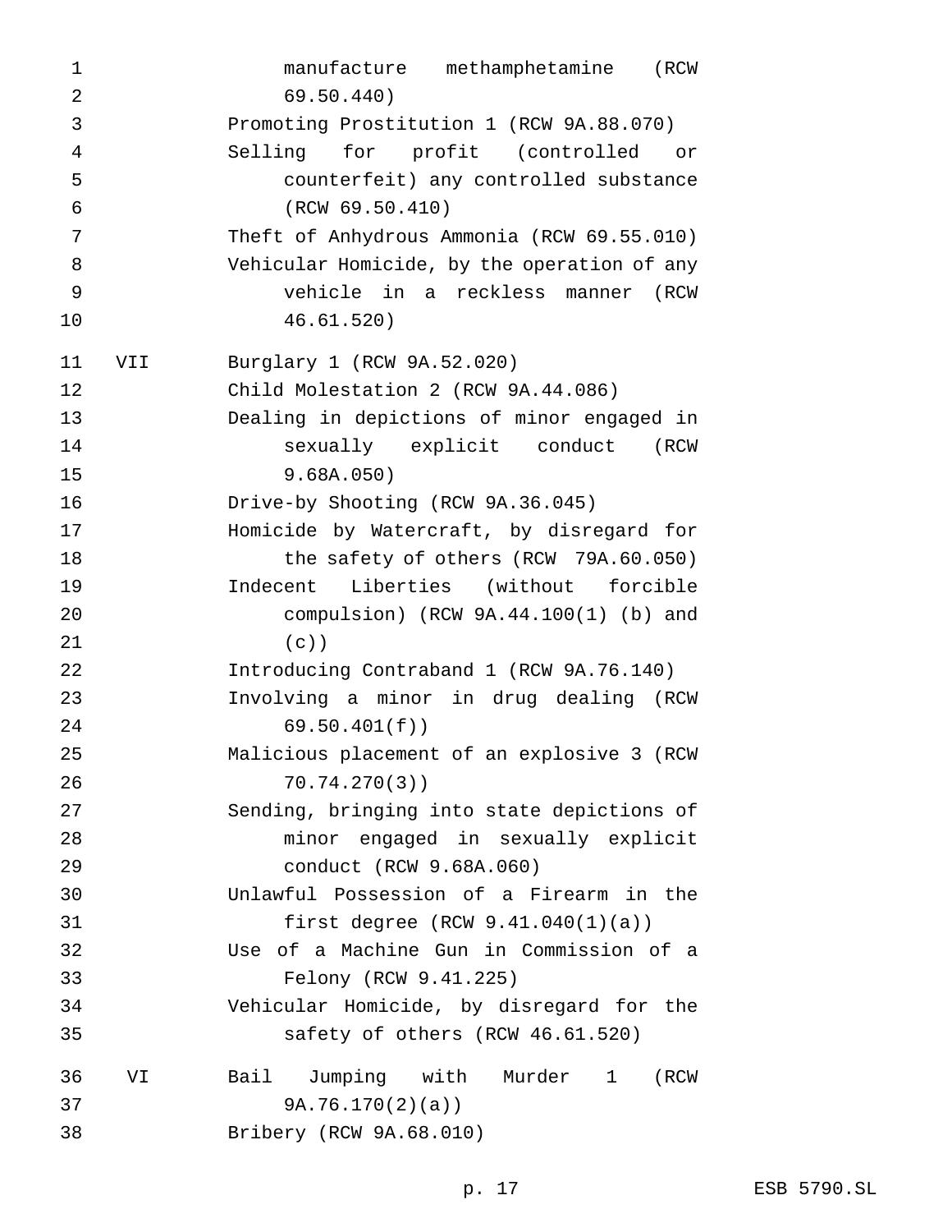| | |
|---|---|
| | manufacture methamphetamine (RCW 69.50.440) |
| | Promoting Prostitution 1 (RCW 9A.88.070) |
| | Selling for profit (controlled or counterfeit) any controlled substance (RCW 69.50.410) |
| | Theft of Anhydrous Ammonia (RCW 69.55.010) |
| | Vehicular Homicide, by the operation of any vehicle in a reckless manner (RCW 46.61.520) |
| VII | Burglary 1 (RCW 9A.52.020) |
| | Child Molestation 2 (RCW 9A.44.086) |
| | Dealing in depictions of minor engaged in sexually explicit conduct (RCW 9.68A.050) |
| | Drive-by Shooting (RCW 9A.36.045) |
| | Homicide by Watercraft, by disregard for the safety of others (RCW 79A.60.050) |
| | Indecent Liberties (without forcible compulsion) (RCW 9A.44.100(1) (b) and (c)) |
| | Introducing Contraband 1 (RCW 9A.76.140) |
| | Involving a minor in drug dealing (RCW 69.50.401(f)) |
| | Malicious placement of an explosive 3 (RCW 70.74.270(3)) |
| | Sending, bringing into state depictions of minor engaged in sexually explicit conduct (RCW 9.68A.060) |
| | Unlawful Possession of a Firearm in the first degree (RCW 9.41.040(1)(a)) |
| | Use of a Machine Gun in Commission of a Felony (RCW 9.41.225) |
| | Vehicular Homicide, by disregard for the safety of others (RCW 46.61.520) |
| VI | Bail Jumping with Murder 1 (RCW 9A.76.170(2)(a)) |
| | Bribery (RCW 9A.68.010) |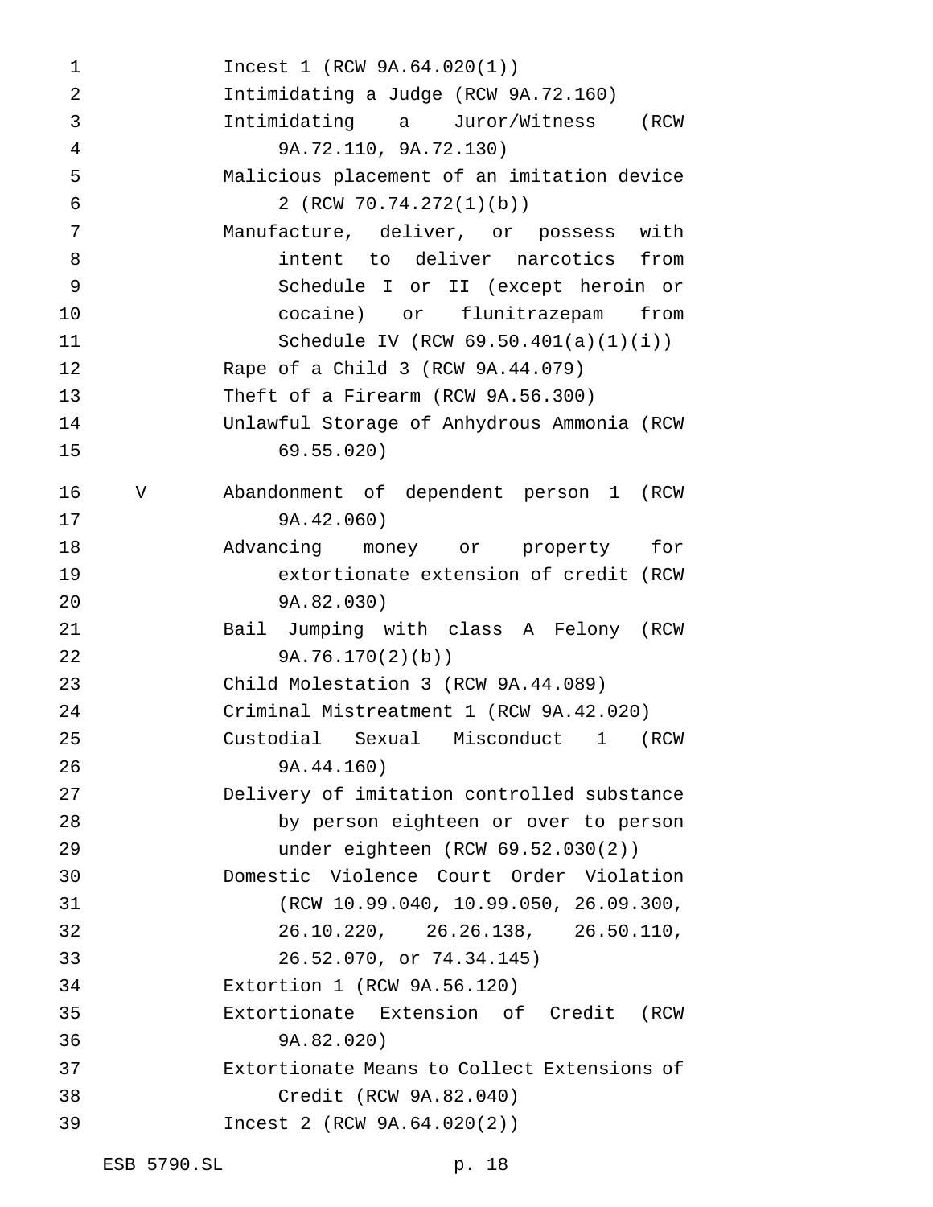Incest 1 (RCW 9A.64.020(1))
Intimidating a Judge (RCW 9A.72.160)
Intimidating a Juror/Witness (RCW 9A.72.110, 9A.72.130)
Malicious placement of an imitation device 2 (RCW 70.74.272(1)(b))
Manufacture, deliver, or possess with intent to deliver narcotics from Schedule I or II (except heroin or cocaine) or flunitrazepam from Schedule IV (RCW 69.50.401(a)(1)(i))
Rape of a Child 3 (RCW 9A.44.079)
Theft of a Firearm (RCW 9A.56.300)
Unlawful Storage of Anhydrous Ammonia (RCW 69.55.020)

V Abandonment of dependent person 1 (RCW 9A.42.060)
Advancing money or property for extortionate extension of credit (RCW 9A.82.030)
Bail Jumping with class A Felony (RCW 9A.76.170(2)(b))
Child Molestation 3 (RCW 9A.44.089)
Criminal Mistreatment 1 (RCW 9A.42.020)
Custodial Sexual Misconduct 1 (RCW 9A.44.160)
Delivery of imitation controlled substance by person eighteen or over to person under eighteen (RCW 69.52.030(2))
Domestic Violence Court Order Violation (RCW 10.99.040, 10.99.050, 26.09.300, 26.10.220, 26.26.138, 26.50.110, 26.52.070, or 74.34.145)
Extortion 1 (RCW 9A.56.120)
Extortionate Extension of Credit (RCW 9A.82.020)
Extortionate Means to Collect Extensions of Credit (RCW 9A.82.040)
Incest 2 (RCW 9A.64.020(2))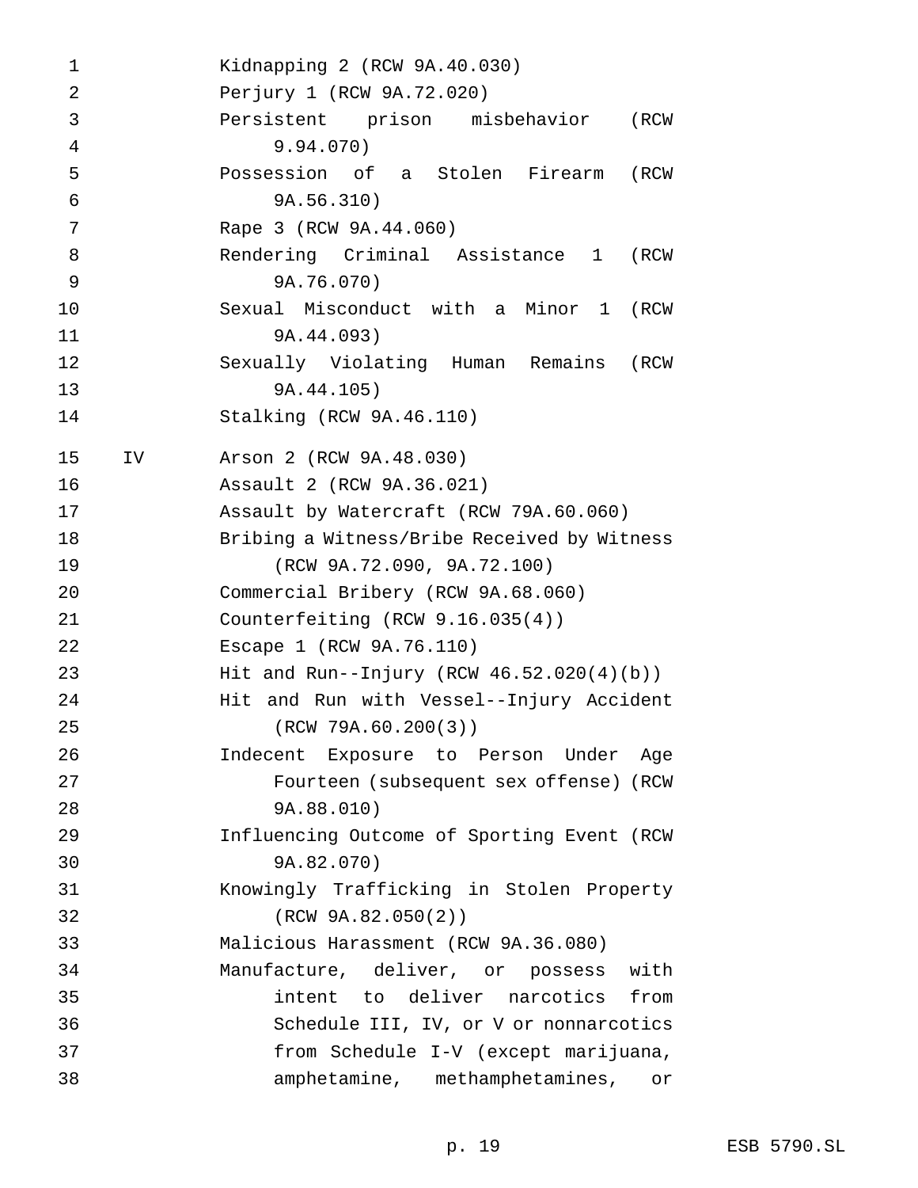Kidnapping 2 (RCW 9A.40.030)
Perjury 1 (RCW 9A.72.020)
Persistent prison misbehavior (RCW 9.94.070)
Possession of a Stolen Firearm (RCW 9A.56.310)
Rape 3 (RCW 9A.44.060)
Rendering Criminal Assistance 1 (RCW 9A.76.070)
Sexual Misconduct with a Minor 1 (RCW 9A.44.093)
Sexually Violating Human Remains (RCW 9A.44.105)
Stalking (RCW 9A.46.110)

IV Arson 2 (RCW 9A.48.030)
Assault 2 (RCW 9A.36.021)
Assault by Watercraft (RCW 79A.60.060)
Bribing a Witness/Bribe Received by Witness (RCW 9A.72.090, 9A.72.100)
Commercial Bribery (RCW 9A.68.060)
Counterfeiting (RCW 9.16.035(4))
Escape 1 (RCW 9A.76.110)
Hit and Run--Injury (RCW 46.52.020(4)(b))
Hit and Run with Vessel--Injury Accident (RCW 79A.60.200(3))
Indecent Exposure to Person Under Age Fourteen (subsequent sex offense) (RCW 9A.88.010)
Influencing Outcome of Sporting Event (RCW 9A.82.070)
Knowingly Trafficking in Stolen Property (RCW 9A.82.050(2))
Malicious Harassment (RCW 9A.36.080)
Manufacture, deliver, or possess with intent to deliver narcotics from Schedule III, IV, or V or nonnarcotics from Schedule I-V (except marijuana, amphetamine, methamphetamines, or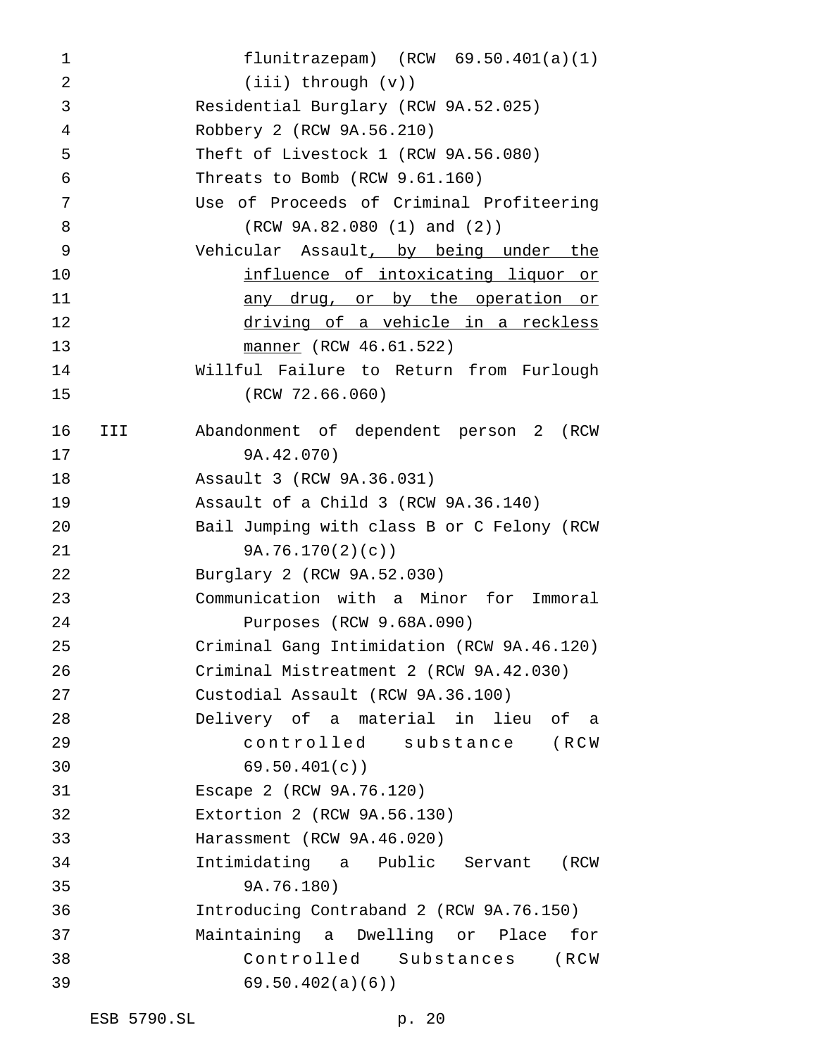flunitrazepam) (RCW 69.50.401(a)(1)(iii) through (v))

Residential Burglary (RCW 9A.52.025)

Robbery 2 (RCW 9A.56.210)

Theft of Livestock 1 (RCW 9A.56.080)

Threats to Bomb (RCW 9.61.160)

Use of Proceeds of Criminal Profiteering (RCW 9A.82.080 (1) and (2))

Vehicular Assault, by being under the influence of intoxicating liquor or any drug, or by the operation or driving of a vehicle in a reckless manner (RCW 46.61.522)

Willful Failure to Return from Furlough (RCW 72.66.060)

III Abandonment of dependent person 2 (RCW 9A.42.070)

Assault 3 (RCW 9A.36.031)

Assault of a Child 3 (RCW 9A.36.140)

Bail Jumping with class B or C Felony (RCW 9A.76.170(2)(c))

Burglary 2 (RCW 9A.52.030)

Communication with a Minor for Immoral Purposes (RCW 9.68A.090)

Criminal Gang Intimidation (RCW 9A.46.120)

Criminal Mistreatment 2 (RCW 9A.42.030)

Custodial Assault (RCW 9A.36.100)

Delivery of a material in lieu of a controlled substance (RCW 69.50.401(c))

Escape 2 (RCW 9A.76.120)

Extortion 2 (RCW 9A.56.130)

Harassment (RCW 9A.46.020)

Intimidating a Public Servant (RCW 9A.76.180)

Introducing Contraband 2 (RCW 9A.76.150)

Maintaining a Dwelling or Place for Controlled Substances (RCW 69.50.402(a)(6))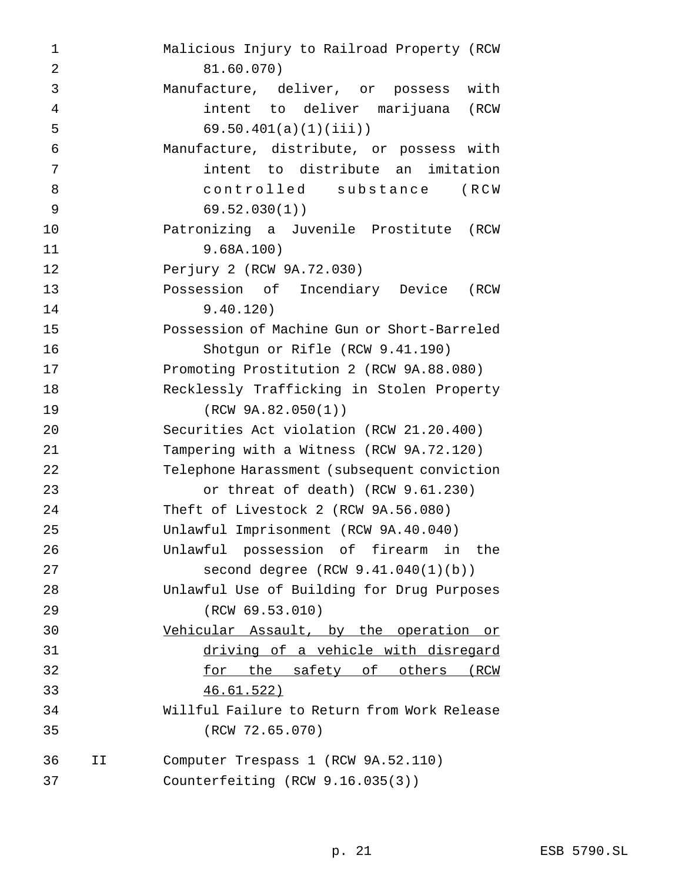Malicious Injury to Railroad Property (RCW 81.60.070)

Manufacture, deliver, or possess with intent to deliver marijuana (RCW 69.50.401(a)(1)(iii))

Manufacture, distribute, or possess with intent to distribute an imitation controlled substance (RCW 69.52.030(1))

Patronizing a Juvenile Prostitute (RCW 9.68A.100)

Perjury 2 (RCW 9A.72.030)

Possession of Incendiary Device (RCW 9.40.120)

Possession of Machine Gun or Short-Barreled Shotgun or Rifle (RCW 9.41.190)

Promoting Prostitution 2 (RCW 9A.88.080)

Recklessly Trafficking in Stolen Property (RCW 9A.82.050(1))

Securities Act violation (RCW 21.20.400)

Tampering with a Witness (RCW 9A.72.120)

Telephone Harassment (subsequent conviction or threat of death) (RCW 9.61.230)

Theft of Livestock 2 (RCW 9A.56.080)

Unlawful Imprisonment (RCW 9A.40.040)

Unlawful possession of firearm in the second degree (RCW 9.41.040(1)(b))

Unlawful Use of Building for Drug Purposes (RCW 69.53.010)

<u>Vehicular Assault, by the operation or driving of a vehicle with disregard for the safety of others (RCW 46.61.522)</u>

Willful Failure to Return from Work Release (RCW 72.65.070)

II Computer Trespass 1 (RCW 9A.52.110)

Counterfeiting (RCW 9.16.035(3))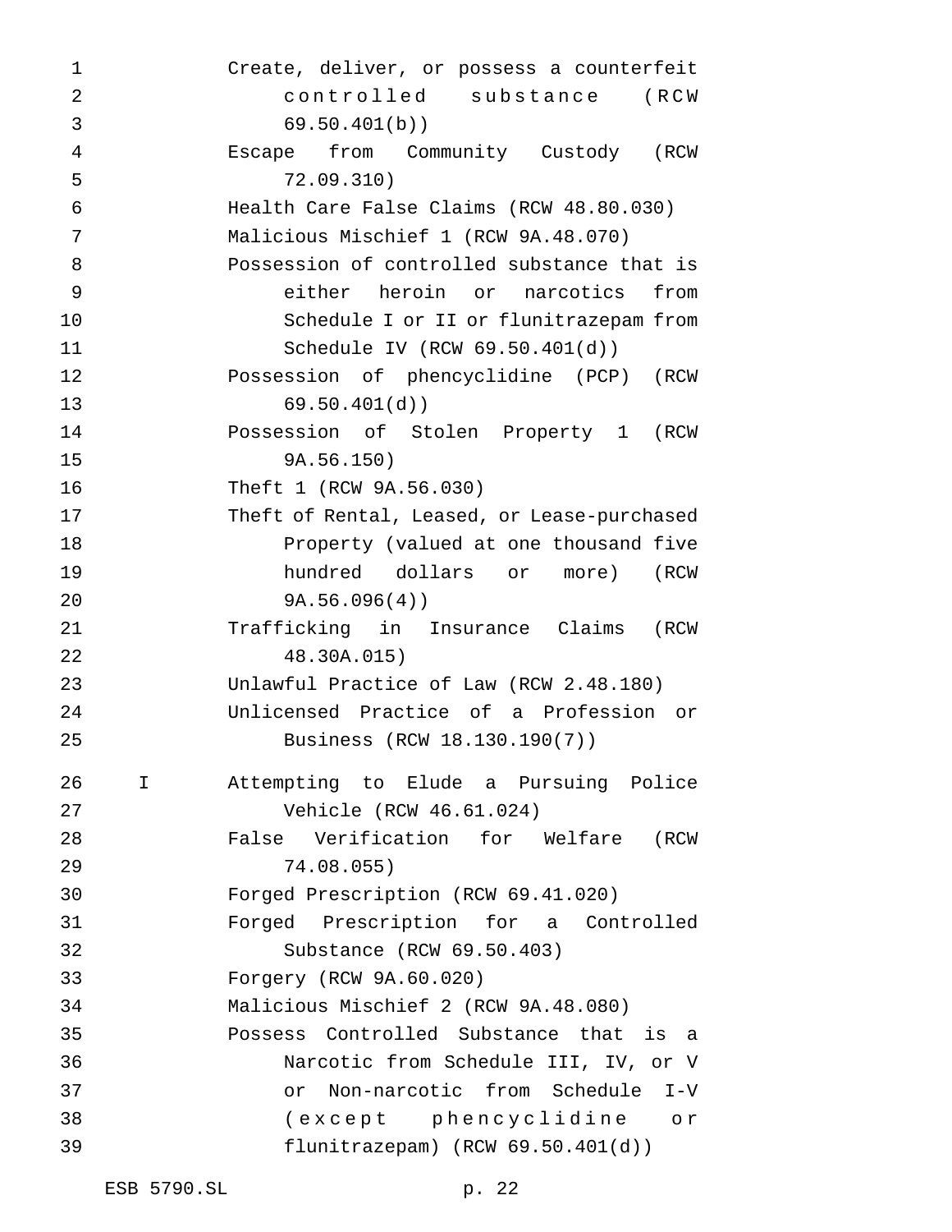Create, deliver, or possess a counterfeit controlled substance (RCW 69.50.401(b))
Escape from Community Custody (RCW 72.09.310)
Health Care False Claims (RCW 48.80.030)
Malicious Mischief 1 (RCW 9A.48.070)
Possession of controlled substance that is either heroin or narcotics from Schedule I or II or flunitrazepam from Schedule IV (RCW 69.50.401(d))
Possession of phencyclidine (PCP) (RCW 69.50.401(d))
Possession of Stolen Property 1 (RCW 9A.56.150)
Theft 1 (RCW 9A.56.030)
Theft of Rental, Leased, or Lease-purchased Property (valued at one thousand five hundred dollars or more) (RCW 9A.56.096(4))
Trafficking in Insurance Claims (RCW 48.30A.015)
Unlawful Practice of Law (RCW 2.48.180)
Unlicensed Practice of a Profession or Business (RCW 18.130.190(7))

I Attempting to Elude a Pursuing Police Vehicle (RCW 46.61.024)
False Verification for Welfare (RCW 74.08.055)
Forged Prescription (RCW 69.41.020)
Forged Prescription for a Controlled Substance (RCW 69.50.403)
Forgery (RCW 9A.60.020)
Malicious Mischief 2 (RCW 9A.48.080)
Possess Controlled Substance that is a Narcotic from Schedule III, IV, or V or Non-narcotic from Schedule I-V (except phencyclidine or flunitrazepam) (RCW 69.50.401(d))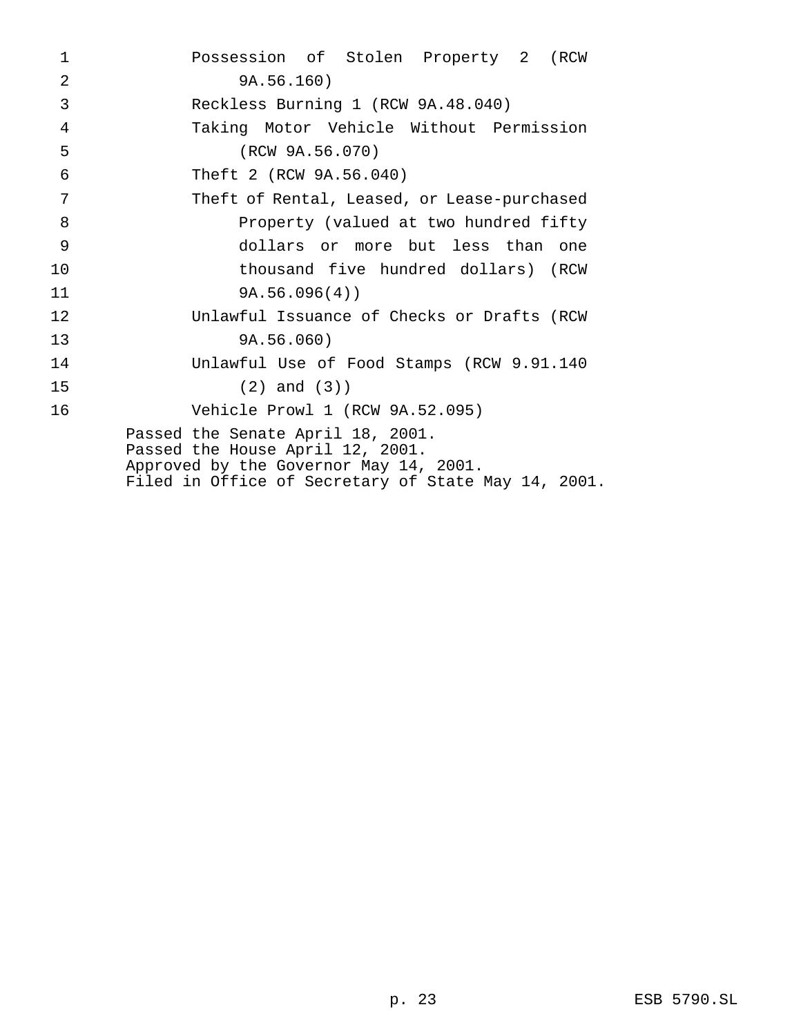Possession of Stolen Property 2 (RCW 9A.56.160)
Reckless Burning 1 (RCW 9A.48.040)
Taking Motor Vehicle Without Permission (RCW 9A.56.070)
Theft 2 (RCW 9A.56.040)
Theft of Rental, Leased, or Lease-purchased Property (valued at two hundred fifty dollars or more but less than one thousand five hundred dollars) (RCW 9A.56.096(4))
Unlawful Issuance of Checks or Drafts (RCW 9A.56.060)
Unlawful Use of Food Stamps (RCW 9.91.140 (2) and (3))
Vehicle Prowl 1 (RCW 9A.52.095)

Passed the Senate April 18, 2001.
Passed the House April 12, 2001.
Approved by the Governor May 14, 2001.
Filed in Office of Secretary of State May 14, 2001.